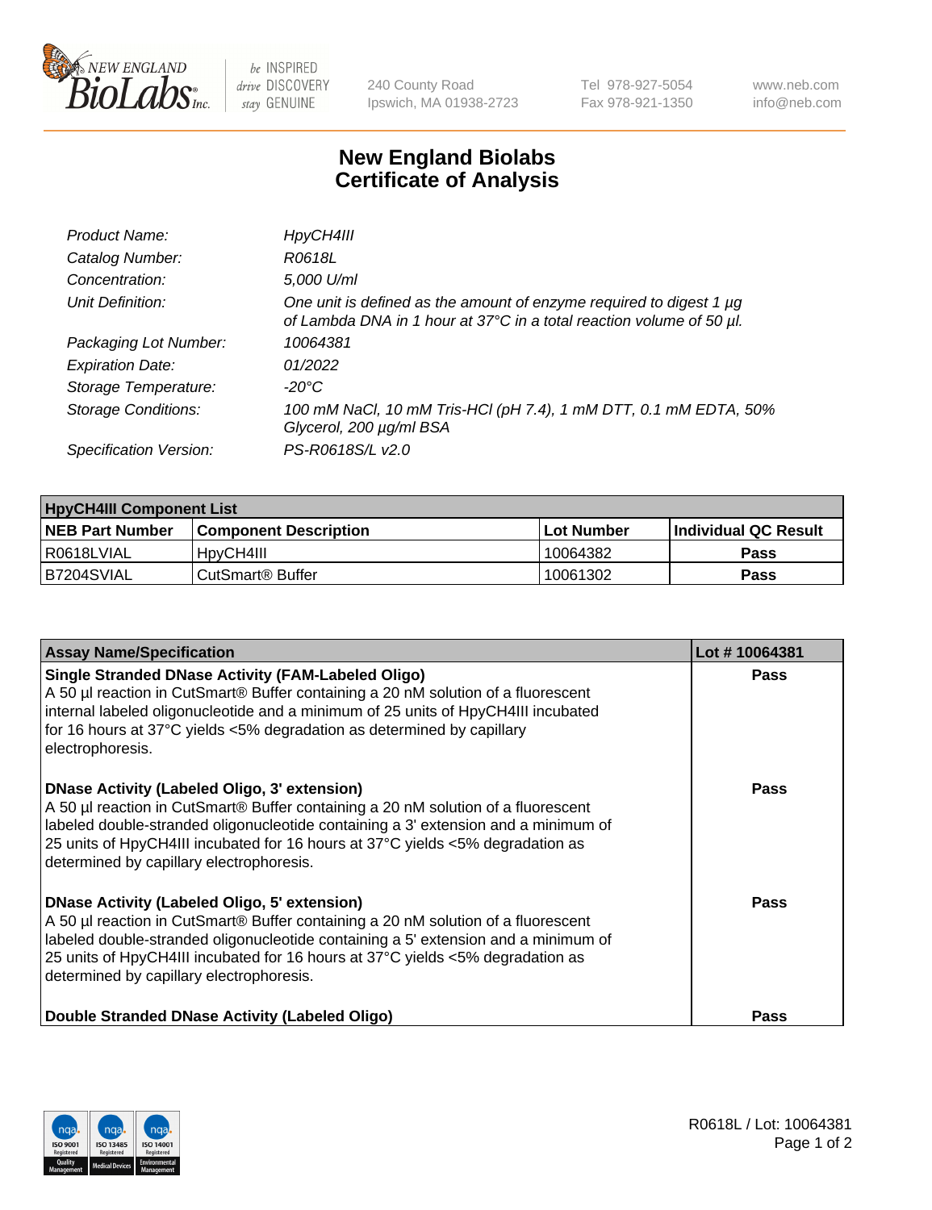# New England Biolabs Certificate of Analysis

| | |
|---|---|
| *Product Name:* | *HpyCH4III* |
| *Catalog Number:* | *R0618L* |
| *Concentration:* | *5,000 U/ml* |
| *Unit Definition:* | *One unit is defined as the amount of enzyme required to digest 1 µg of Lambda DNA in 1 hour at 37°C in a total reaction volume of 50 µl.* |
| *Packaging Lot Number:* | *10064381* |
| *Expiration Date:* | *01/2022* |
| *Storage Temperature:* | *-20°C* |
| *Storage Conditions:* | *100 mM NaCl, 10 mM Tris-HCl (pH 7.4), 1 mM DTT, 0.1 mM EDTA, 50% Glycerol, 200 µg/ml BSA* |
| *Specification Version:* | *PS-R0618S/L v2.0* |

| HpyCH4III Component List | | | |
|---|---|---|---|
| **NEB Part Number** | **Component Description** | **Lot Number** | **Individual QC Result** |
| R0618LVIAL | HpyCH4III | 10064382 | **Pass** |
| B7204SVIAL | CutSmart® Buffer | 10061302 | **Pass** |

| Assay Name/Specification | Lot # 10064381 |
|---|---|
| **Single Stranded DNase Activity (FAM-Labeled Oligo)** A 50 µl reaction in CutSmart® Buffer containing a 20 nM solution of a fluorescent internal labeled oligonucleotide and a minimum of 25 units of HpyCH4III incubated for 16 hours at 37°C yields <5% degradation as determined by capillary electrophoresis. | **Pass** |
| **DNase Activity (Labeled Oligo, 3' extension)** A 50 µl reaction in CutSmart® Buffer containing a 20 nM solution of a fluorescent labeled double-stranded oligonucleotide containing a 3' extension and a minimum of 25 units of HpyCH4III incubated for 16 hours at 37°C yields <5% degradation as determined by capillary electrophoresis. | **Pass** |
| **DNase Activity (Labeled Oligo, 5' extension)** A 50 µl reaction in CutSmart® Buffer containing a 20 nM solution of a fluorescent labeled double-stranded oligonucleotide containing a 5' extension and a minimum of 25 units of HpyCH4III incubated for 16 hours at 37°C yields <5% degradation as determined by capillary electrophoresis. | **Pass** |
| **Double Stranded DNase Activity (Labeled Oligo)** | **Pass** |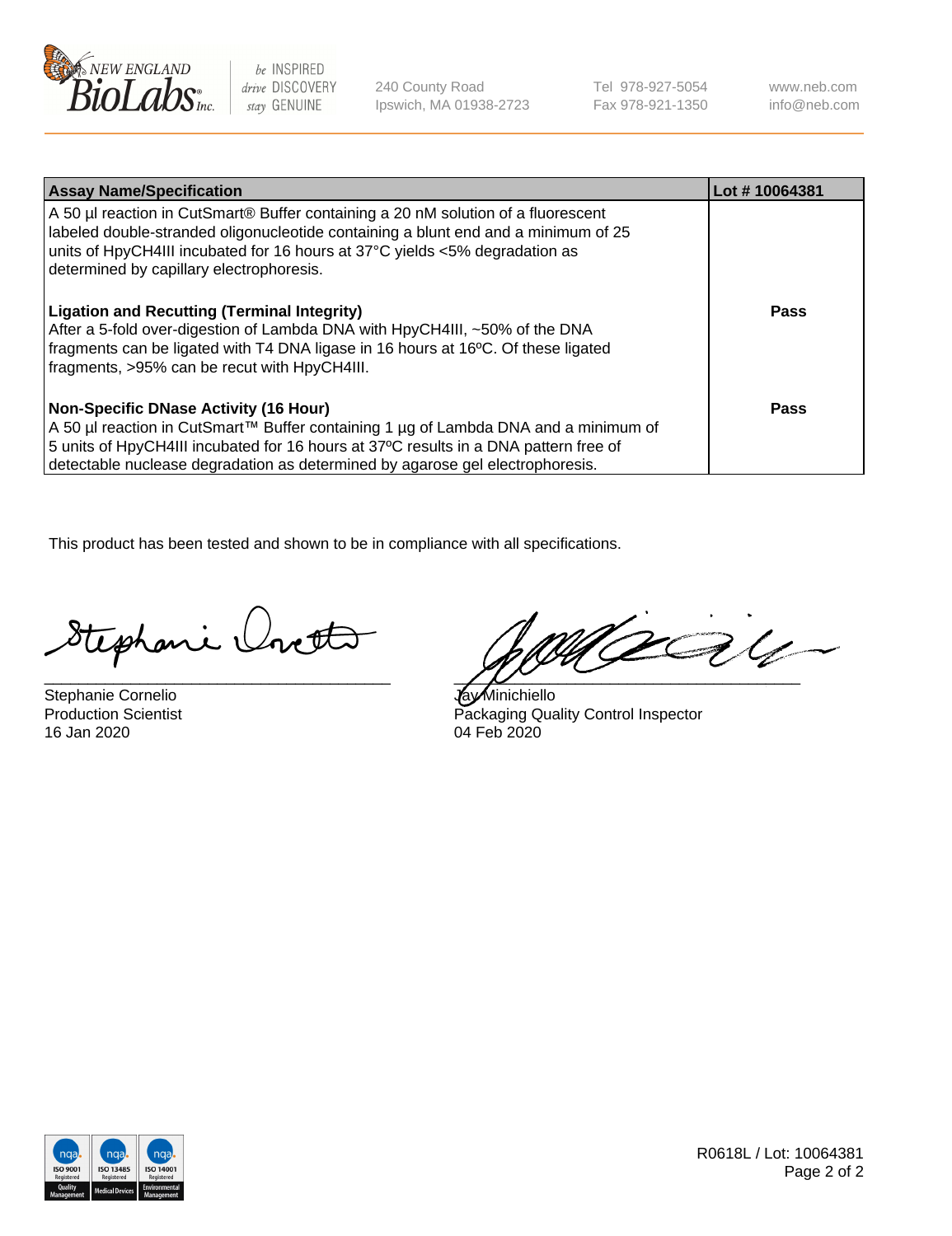240 County Road
Ipswich, MA 01938-2723

Tel 978-927-5054
Fax 978-921-1350

www.neb.com
info@neb.com

| Assay Name/Specification | Lot # 10064381 |
| --- | --- |
| A 50 µl reaction in CutSmart® Buffer containing a 20 nM solution of a fluorescent labeled double-stranded oligonucleotide containing a blunt end and a minimum of 25 units of HpyCH4III incubated for 16 hours at 37°C yields <5% degradation as determined by capillary electrophoresis. | |
| **Ligation and Recutting (Terminal Integrity)**<br>After a 5-fold over-digestion of Lambda DNA with HpyCH4III, ~50% of the DNA fragments can be ligated with T4 DNA ligase in 16 hours at 16ºC. Of these ligated fragments, >95% can be recut with HpyCH4III. | **Pass** |
| **Non-Specific DNase Activity (16 Hour)**<br>A 50 µl reaction in CutSmart™ Buffer containing 1 µg of Lambda DNA and a minimum of 5 units of HpyCH4III incubated for 16 hours at 37ºC results in a DNA pattern free of detectable nuclease degradation as determined by agarose gel electrophoresis. | **Pass** |

This product has been tested and shown to be in compliance with all specifications.

Stephanie Cornelio
Production Scientist
16 Jan 2020

Jay Minichiello
Packaging Quality Control Inspector
04 Feb 2020

R0618L / Lot: 10064381